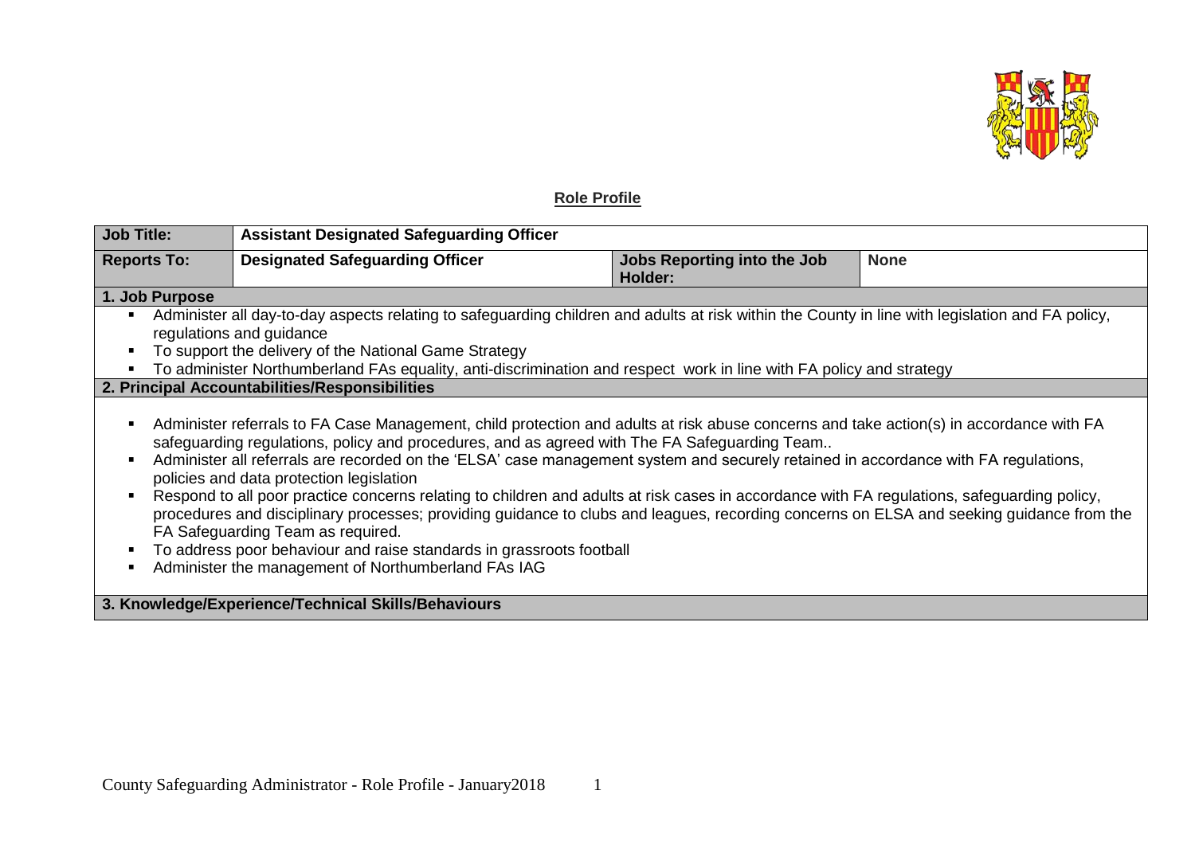## Role Profile

| Job Title: | Assistant Designated Safeguarding Officer | | |
|---|---|---|---|
| **Reports To:** | **Designated Safeguarding Officer** | **Jobs Reporting into the Job Holder:** | **None** |

### 1. Job Purpose

- Administer all day-to-day aspects relating to safeguarding children and adults at risk within the County in line with legislation and FA policy, regulations and guidance
- To support the delivery of the National Game Strategy
- To administer Northumberland FAs equality, anti-discrimination and respect work in line with FA policy and strategy

### 2. Principal Accountabilities/Responsibilities

- Administer referrals to FA Case Management, child protection and adults at risk abuse concerns and take action(s) in accordance with FA safeguarding regulations, policy and procedures, and as agreed with The FA Safeguarding Team..
- Administer all referrals are recorded on the 'ELSA' case management system and securely retained in accordance with FA regulations, policies and data protection legislation
- Respond to all poor practice concerns relating to children and adults at risk cases in accordance with FA regulations, safeguarding policy, procedures and disciplinary processes; providing guidance to clubs and leagues, recording concerns on ELSA and seeking guidance from the FA Safeguarding Team as required.
- To address poor behaviour and raise standards in grassroots football
- Administer the management of Northumberland FAs IAG

### 3. Knowledge/Experience/Technical Skills/Behaviours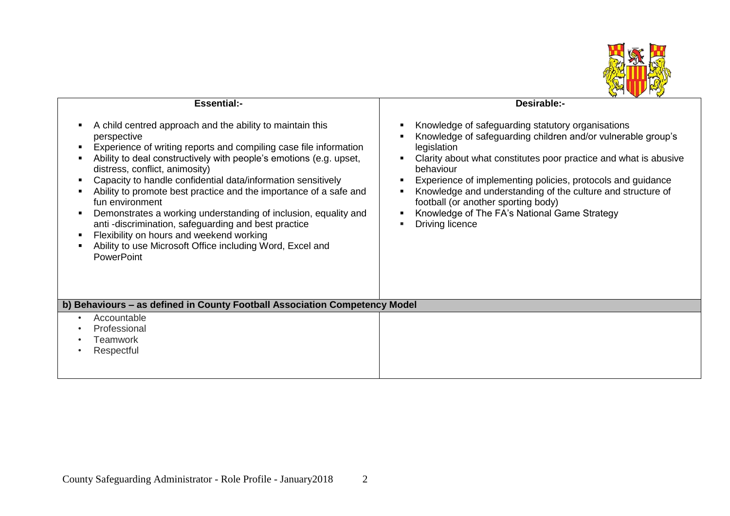| Essential:- | Desirable:- |
| --- | --- |
| ▪ A child centred approach and the ability to maintain this perspective<br>▪ Experience of writing reports and compiling case file information<br>▪ Ability to deal constructively with people's emotions (e.g. upset, distress, conflict, animosity)<br>▪ Capacity to handle confidential data/information sensitively<br>▪ Ability to promote best practice and the importance of a safe and fun environment<br>▪ Demonstrates a working understanding of inclusion, equality and anti -discrimination, safeguarding and best practice<br>▪ Flexibility on hours and weekend working<br>▪ Ability to use Microsoft Office including Word, Excel and PowerPoint | ▪ Knowledge of safeguarding statutory organisations<br>▪ Knowledge of safeguarding children and/or vulnerable group's legislation<br>▪ Clarity about what constitutes poor practice and what is abusive behaviour<br>▪ Experience of implementing policies, protocols and guidance<br>▪ Knowledge and understanding of the culture and structure of football (or another sporting body)<br>▪ Knowledge of The FA's National Game Strategy<br>▪ Driving licence |
| **b) Behaviours – as defined in County Football Association Competency Model** | |
| • Accountable<br>• Professional<br>• Teamwork<br>• Respectful | |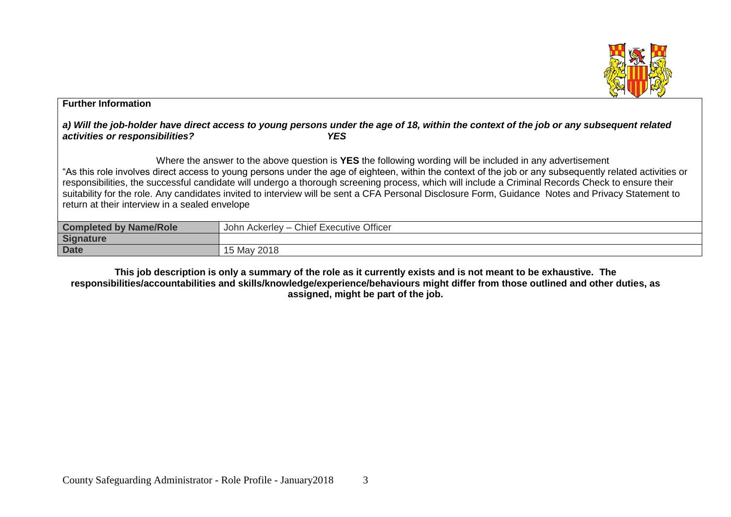**Further Information**

***a) Will the job-holder have direct access to young persons under the age of 18, within the context of the job or any subsequent related activities or responsibilities? YES***

Where the answer to the above question is **YES** the following wording will be included in any advertisement

"As this role involves direct access to young persons under the age of eighteen, within the context of the job or any subsequently related activities or responsibilities, the successful candidate will undergo a thorough screening process, which will include a Criminal Records Check to ensure their suitability for the role. Any candidates invited to interview will be sent a CFA Personal Disclosure Form, Guidance Notes and Privacy Statement to return at their interview in a sealed envelope

| | |
|---|---|
| **Completed by Name/Role** | John Ackerley – Chief Executive Officer |
| **Signature** | |
| **Date** | 15 May 2018 |

**This job description is only a summary of the role as it currently exists and is not meant to be exhaustive. The responsibilities/accountabilities and skills/knowledge/experience/behaviours might differ from those outlined and other duties, as assigned, might be part of the job.**